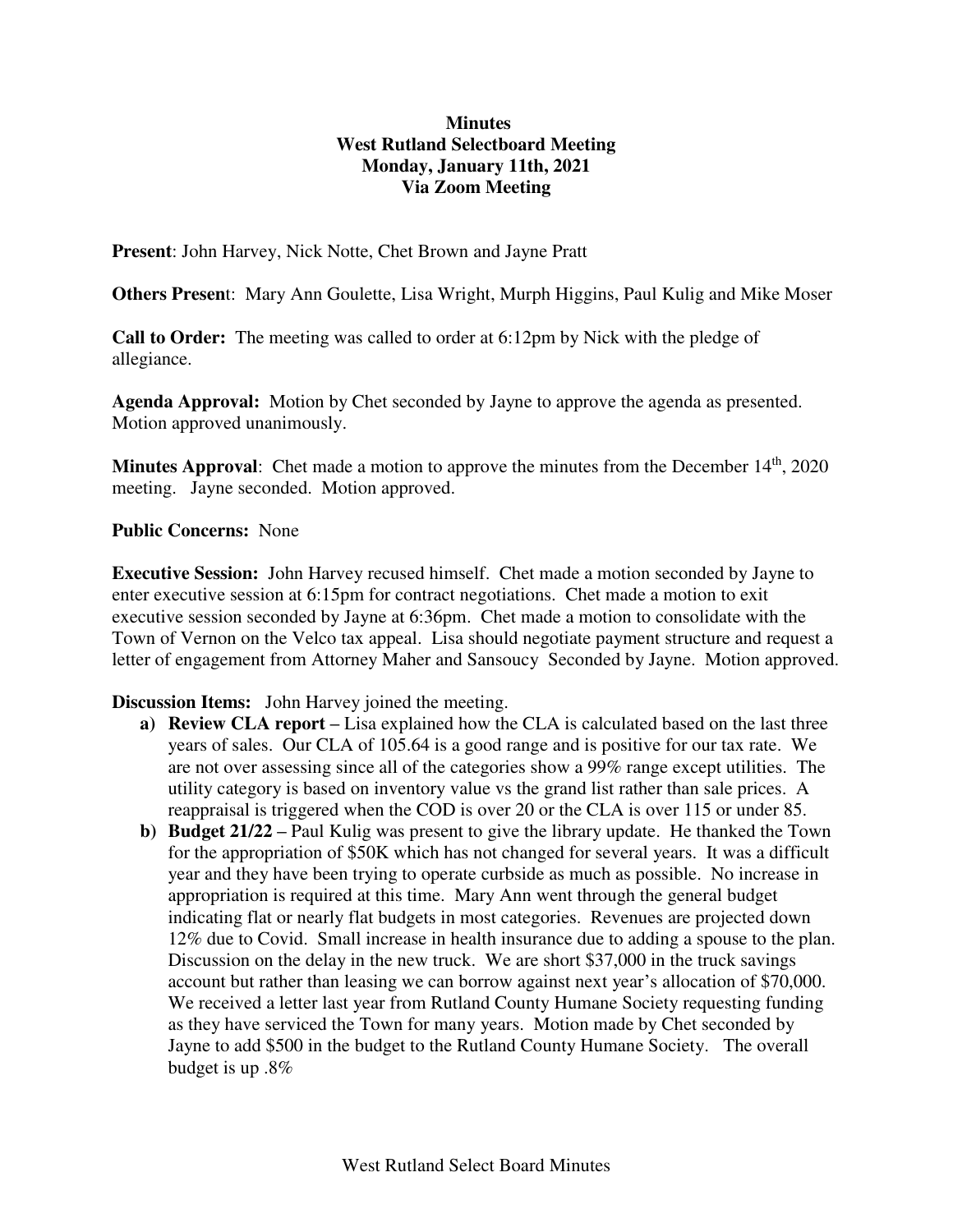**Minutes**
**West Rutland Selectboard Meeting**
**Monday, January 11th, 2021**
**Via Zoom Meeting**

**Present**: John Harvey, Nick Notte, Chet Brown and Jayne Pratt

**Others Present**: Mary Ann Goulette, Lisa Wright, Murph Higgins, Paul Kulig and Mike Moser

**Call to Order:** The meeting was called to order at 6:12pm by Nick with the pledge of allegiance.

**Agenda Approval:** Motion by Chet seconded by Jayne to approve the agenda as presented. Motion approved unanimously.

**Minutes Approval**: Chet made a motion to approve the minutes from the December 14th, 2020 meeting. Jayne seconded. Motion approved.

**Public Concerns:** None

**Executive Session:** John Harvey recused himself. Chet made a motion seconded by Jayne to enter executive session at 6:15pm for contract negotiations. Chet made a motion to exit executive session seconded by Jayne at 6:36pm. Chet made a motion to consolidate with the Town of Vernon on the Velco tax appeal. Lisa should negotiate payment structure and request a letter of engagement from Attorney Maher and Sansoucy Seconded by Jayne. Motion approved.

**Discussion Items:** John Harvey joined the meeting.

a) **Review CLA report** – Lisa explained how the CLA is calculated based on the last three years of sales. Our CLA of 105.64 is a good range and is positive for our tax rate. We are not over assessing since all of the categories show a 99% range except utilities. The utility category is based on inventory value vs the grand list rather than sale prices. A reappraisal is triggered when the COD is over 20 or the CLA is over 115 or under 85.
b) **Budget 21/22** – Paul Kulig was present to give the library update. He thanked the Town for the appropriation of $50K which has not changed for several years. It was a difficult year and they have been trying to operate curbside as much as possible. No increase in appropriation is required at this time. Mary Ann went through the general budget indicating flat or nearly flat budgets in most categories. Revenues are projected down 12% due to Covid. Small increase in health insurance due to adding a spouse to the plan. Discussion on the delay in the new truck. We are short $37,000 in the truck savings account but rather than leasing we can borrow against next year's allocation of $70,000. We received a letter last year from Rutland County Humane Society requesting funding as they have serviced the Town for many years. Motion made by Chet seconded by Jayne to add $500 in the budget to the Rutland County Humane Society. The overall budget is up .8%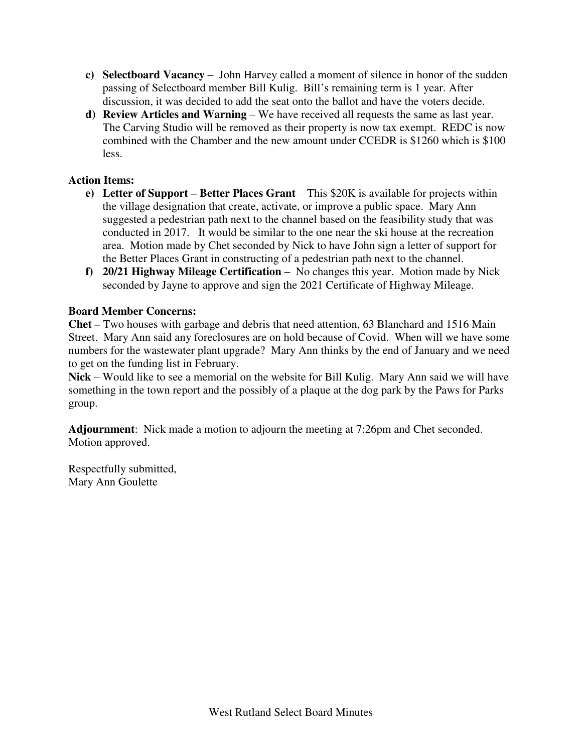c) **Selectboard Vacancy** – John Harvey called a moment of silence in honor of the sudden passing of Selectboard member Bill Kulig. Bill's remaining term is 1 year. After discussion, it was decided to add the seat onto the ballot and have the voters decide.

d) **Review Articles and Warning** – We have received all requests the same as last year. The Carving Studio will be removed as their property is now tax exempt. REDC is now combined with the Chamber and the new amount under CCEDR is $1260 which is $100 less.

**Action Items:**

e) **Letter of Support – Better Places Grant** – This $20K is available for projects within the village designation that create, activate, or improve a public space. Mary Ann suggested a pedestrian path next to the channel based on the feasibility study that was conducted in 2017. It would be similar to the one near the ski house at the recreation area. Motion made by Chet seconded by Nick to have John sign a letter of support for the Better Places Grant in constructing of a pedestrian path next to the channel.

f) **20/21 Highway Mileage Certification –** No changes this year. Motion made by Nick seconded by Jayne to approve and sign the 2021 Certificate of Highway Mileage.

**Board Member Concerns:**

**Chet –** Two houses with garbage and debris that need attention, 63 Blanchard and 1516 Main Street. Mary Ann said any foreclosures are on hold because of Covid. When will we have some numbers for the wastewater plant upgrade? Mary Ann thinks by the end of January and we need to get on the funding list in February.

**Nick** – Would like to see a memorial on the website for Bill Kulig. Mary Ann said we will have something in the town report and the possibly of a plaque at the dog park by the Paws for Parks group.

**Adjournment**: Nick made a motion to adjourn the meeting at 7:26pm and Chet seconded. Motion approved.

Respectfully submitted,
Mary Ann Goulette